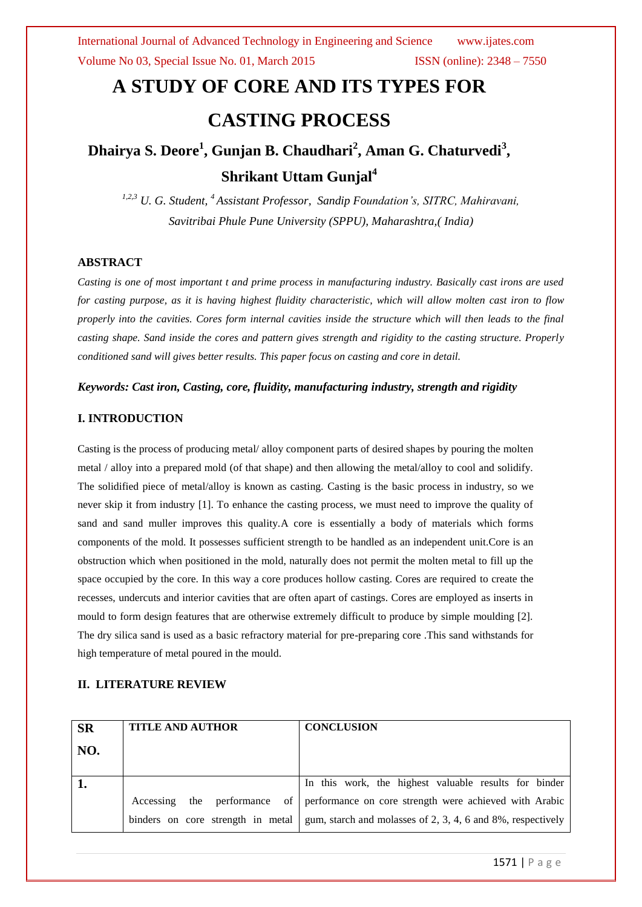# A STUDY OF CORE AND ITS TYPES FOR CASTING PROCESS

**Dhairya S. Deore[1], Gunjan B. Chaudhari[2], Aman G. Chaturvedi[3], Shrikant Uttam Gunjal[4]**

*[1,2,3] U. G. Student, [4] Assistant Professor, Sandip Foundation's, SITRC, Mahiravani, Savitribai Phule Pune University (SPPU), Maharashtra,( India)*

### ABSTRACT

*Casting is one of most important t and prime process in manufacturing industry. Basically cast irons are used for casting purpose, as it is having highest fluidity characteristic, which will allow molten cast iron to flow properly into the cavities. Cores form internal cavities inside the structure which will then leads to the final casting shape. Sand inside the cores and pattern gives strength and rigidity to the casting structure. Properly conditioned sand will gives better results. This paper focus on casting and core in detail.*

***Keywords: Cast iron, Casting, core, fluidity, manufacturing industry, strength and rigidity***

### I. INTRODUCTION

Casting is the process of producing metal/ alloy component parts of desired shapes by pouring the molten metal / alloy into a prepared mold (of that shape) and then allowing the metal/alloy to cool and solidify. The solidified piece of metal/alloy is known as casting. Casting is the basic process in industry, so we never skip it from industry [1]. To enhance the casting process, we must need to improve the quality of sand and sand muller improves this quality.A core is essentially a body of materials which forms components of the mold. It possesses sufficient strength to be handled as an independent unit.Core is an obstruction which when positioned in the mold, naturally does not permit the molten metal to fill up the space occupied by the core. In this way a core produces hollow casting. Cores are required to create the recesses, undercuts and interior cavities that are often apart of castings. Cores are employed as inserts in mould to form design features that are otherwise extremely difficult to produce by simple moulding [2]. The dry silica sand is used as a basic refractory material for pre-preparing core .This sand withstands for high temperature of metal poured in the mould.

### II. LITERATURE REVIEW

| SR NO. | TITLE AND AUTHOR | CONCLUSION |
|---|---|---|
| 1. | Accessing the performance of binders on core strength in metal | In this work, the highest valuable results for binder performance on core strength were achieved with Arabic gum, starch and molasses of 2, 3, 4, 6 and 8%, respectively |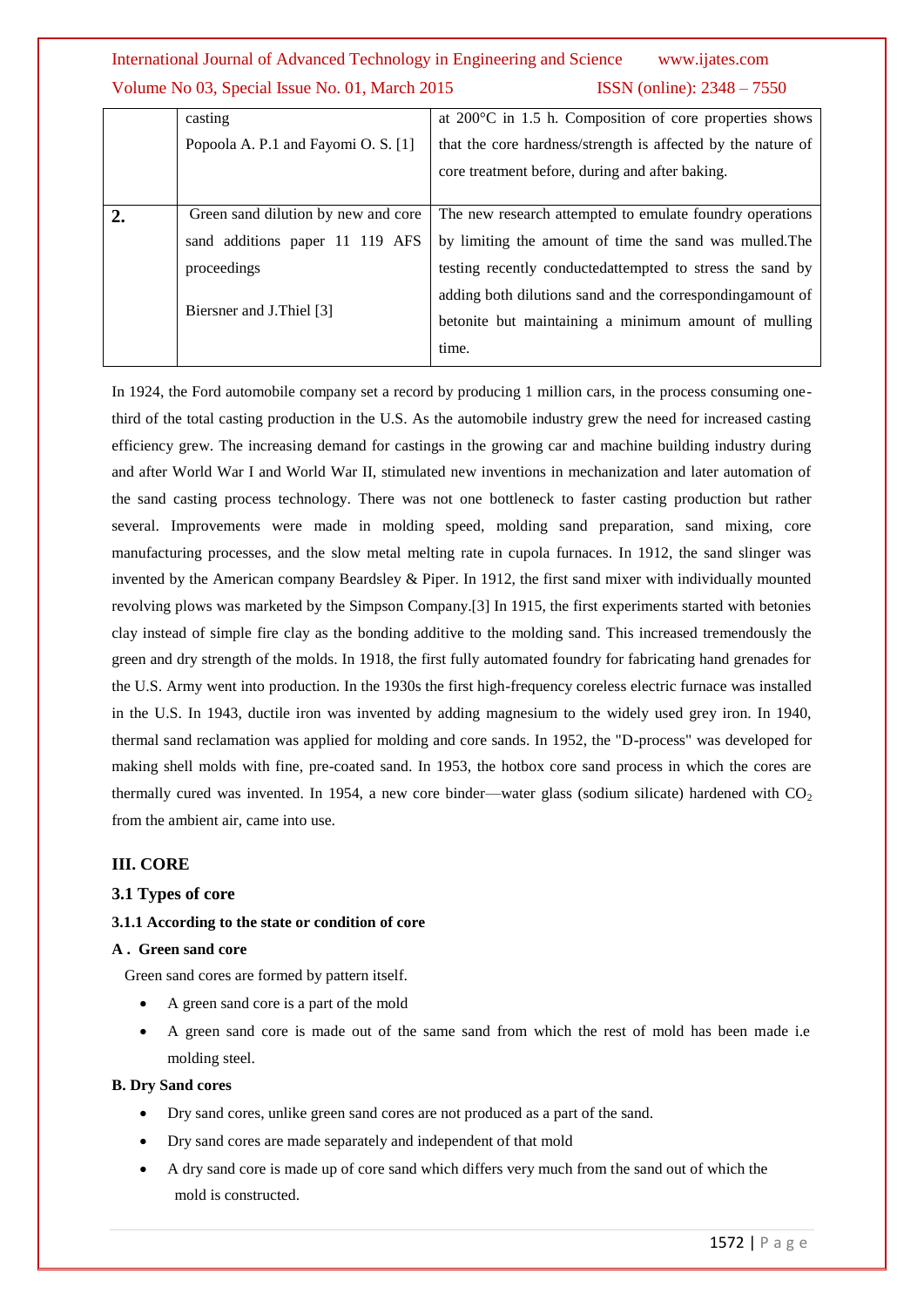|  | casting<br>Popoola A. P.1 and Fayomi O. S. [1] | at 200°C in 1.5 h. Composition of core properties shows that the core hardness/strength is affected by the nature of core treatment before, during and after baking. |
|---|---|---|
| **2.** | Green sand dilution by new and core sand additions paper 11 119 AFS proceedings<br><br>Biersner and J.Thiel [3] | The new research attempted to emulate foundry operations by limiting the amount of time the sand was mulled.The testing recently conductedattempted to stress the sand by adding both dilutions sand and the correspondingamount of betonite but maintaining a minimum amount of mulling time. |

In 1924, the Ford automobile company set a record by producing 1 million cars, in the process consuming one-third of the total casting production in the U.S. As the automobile industry grew the need for increased casting efficiency grew. The increasing demand for castings in the growing car and machine building industry during and after World War I and World War II, stimulated new inventions in mechanization and later automation of the sand casting process technology. There was not one bottleneck to faster casting production but rather several. Improvements were made in molding speed, molding sand preparation, sand mixing, core manufacturing processes, and the slow metal melting rate in cupola furnaces. In 1912, the sand slinger was invented by the American company Beardsley & Piper. In 1912, the first sand mixer with individually mounted revolving plows was marketed by the Simpson Company.[3] In 1915, the first experiments started with betonies clay instead of simple fire clay as the bonding additive to the molding sand. This increased tremendously the green and dry strength of the molds. In 1918, the first fully automated foundry for fabricating hand grenades for the U.S. Army went into production. In the 1930s the first high-frequency coreless electric furnace was installed in the U.S. In 1943, ductile iron was invented by adding magnesium to the widely used grey iron. In 1940, thermal sand reclamation was applied for molding and core sands. In 1952, the "D-process" was developed for making shell molds with fine, pre-coated sand. In 1953, the hotbox core sand process in which the cores are thermally cured was invented. In 1954, a new core binder—water glass (sodium silicate) hardened with $CO_2$ from the ambient air, came into use.

## III. CORE

### 3.1 Types of core

#### 3.1.1 According to the state or condition of core

**A . Green sand core**

Green sand cores are formed by pattern itself.

- A green sand core is a part of the mold
- A green sand core is made out of the same sand from which the rest of mold has been made i.e molding steel.

**B. Dry Sand cores**

- Dry sand cores, unlike green sand cores are not produced as a part of the sand.
- Dry sand cores are made separately and independent of that mold
- A dry sand core is made up of core sand which differs very much from the sand out of which the mold is constructed.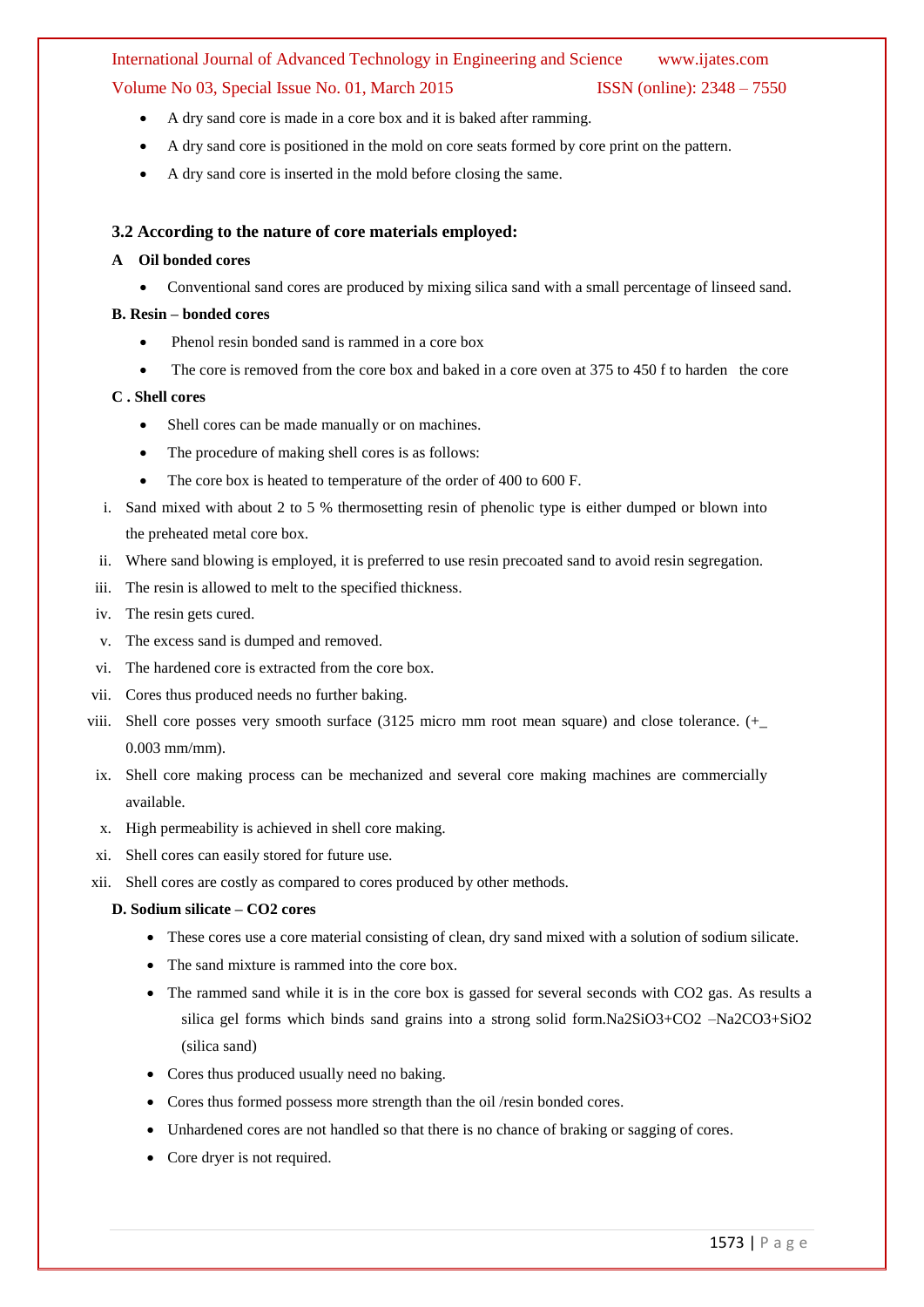- A dry sand core is made in a core box and it is baked after ramming.
- A dry sand core is positioned in the mold on core seats formed by core print on the pattern.
- A dry sand core is inserted in the mold before closing the same.

### 3.2 According to the nature of core materials employed:

**A Oil bonded cores**

- Conventional sand cores are produced by mixing silica sand with a small percentage of linseed sand.

**B. Resin – bonded cores**

- Phenol resin bonded sand is rammed in a core box
- The core is removed from the core box and baked in a core oven at 375 to 450 f to harden the core

**C . Shell cores**

- Shell cores can be made manually or on machines.
- The procedure of making shell cores is as follows:
- The core box is heated to temperature of the order of 400 to 600 F.

i. Sand mixed with about 2 to 5 % thermosetting resin of phenolic type is either dumped or blown into the preheated metal core box.

ii. Where sand blowing is employed, it is preferred to use resin precoated sand to avoid resin segregation.

iii. The resin is allowed to melt to the specified thickness.

iv. The resin gets cured.

v. The excess sand is dumped and removed.

vi. The hardened core is extracted from the core box.

vii. Cores thus produced needs no further baking.

viii. Shell core posses very smooth surface (3125 micro mm root mean square) and close tolerance. (+_ 0.003 mm/mm).

ix. Shell core making process can be mechanized and several core making machines are commercially available.

x. High permeability is achieved in shell core making.

xi. Shell cores can easily stored for future use.

xii. Shell cores are costly as compared to cores produced by other methods.

**D. Sodium silicate – CO2 cores**

- These cores use a core material consisting of clean, dry sand mixed with a solution of sodium silicate.
- The sand mixture is rammed into the core box.
- The rammed sand while it is in the core box is gassed for several seconds with $CO_2$ gas. As results a silica gel forms which binds sand grains into a strong solid form.$Na_2SiO_3 + CO_2$ –$Na_2CO_3 + SiO_2$ (silica sand)
- Cores thus produced usually need no baking.
- Cores thus formed possess more strength than the oil /resin bonded cores.
- Unhardened cores are not handled so that there is no chance of braking or sagging of cores.
- Core dryer is not required.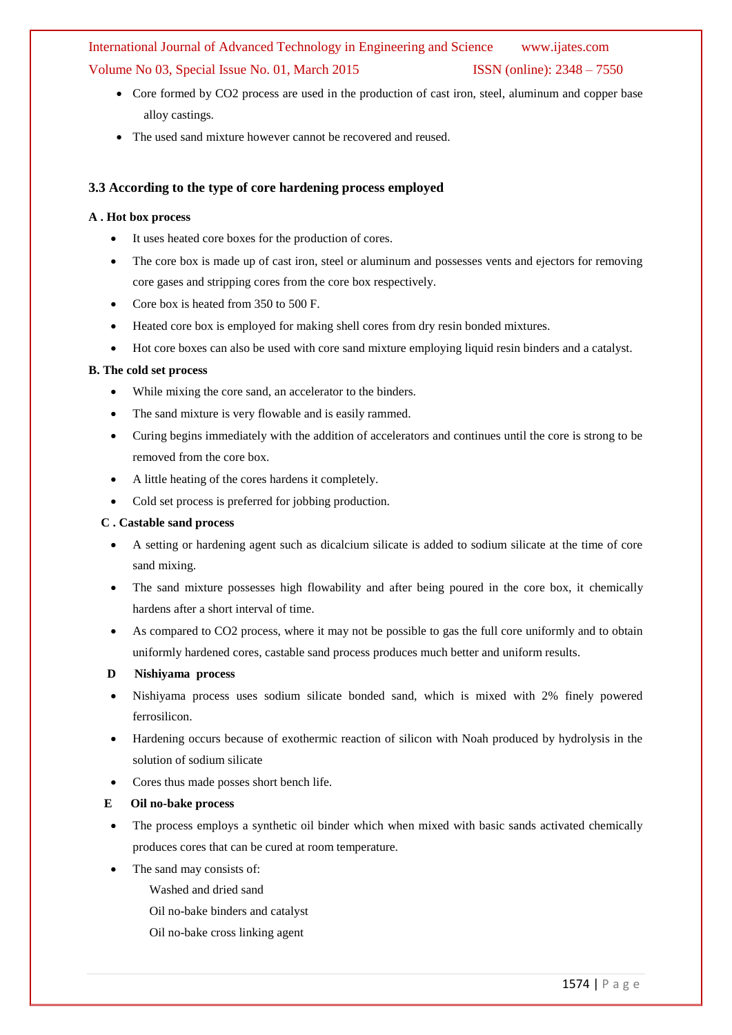- Core formed by $CO_2$ process are used in the production of cast iron, steel, aluminum and copper base alloy castings.
- The used sand mixture however cannot be recovered and reused.

### 3.3 According to the type of core hardening process employed

**A . Hot box process**

- It uses heated core boxes for the production of cores.
- The core box is made up of cast iron, steel or aluminum and possesses vents and ejectors for removing core gases and stripping cores from the core box respectively.
- Core box is heated from 350 to 500 F.
- Heated core box is employed for making shell cores from dry resin bonded mixtures.
- Hot core boxes can also be used with core sand mixture employing liquid resin binders and a catalyst.

**B. The cold set process**

- While mixing the core sand, an accelerator to the binders.
- The sand mixture is very flowable and is easily rammed.
- Curing begins immediately with the addition of accelerators and continues until the core is strong to be removed from the core box.
- A little heating of the cores hardens it completely.
- Cold set process is preferred for jobbing production.

**C . Castable sand process**

- A setting or hardening agent such as dicalcium silicate is added to sodium silicate at the time of core sand mixing.
- The sand mixture possesses high flowability and after being poured in the core box, it chemically hardens after a short interval of time.
- As compared to $CO_2$ process, where it may not be possible to gas the full core uniformly and to obtain uniformly hardened cores, castable sand process produces much better and uniform results.

**D Nishiyama process**

- Nishiyama process uses sodium silicate bonded sand, which is mixed with 2% finely powered ferrosilicon.
- Hardening occurs because of exothermic reaction of silicon with Noah produced by hydrolysis in the solution of sodium silicate
- Cores thus made posses short bench life.

**E Oil no-bake process**

- The process employs a synthetic oil binder which when mixed with basic sands activated chemically produces cores that can be cured at room temperature.
- The sand may consists of:

  Washed and dried sand

  Oil no-bake binders and catalyst

  Oil no-bake cross linking agent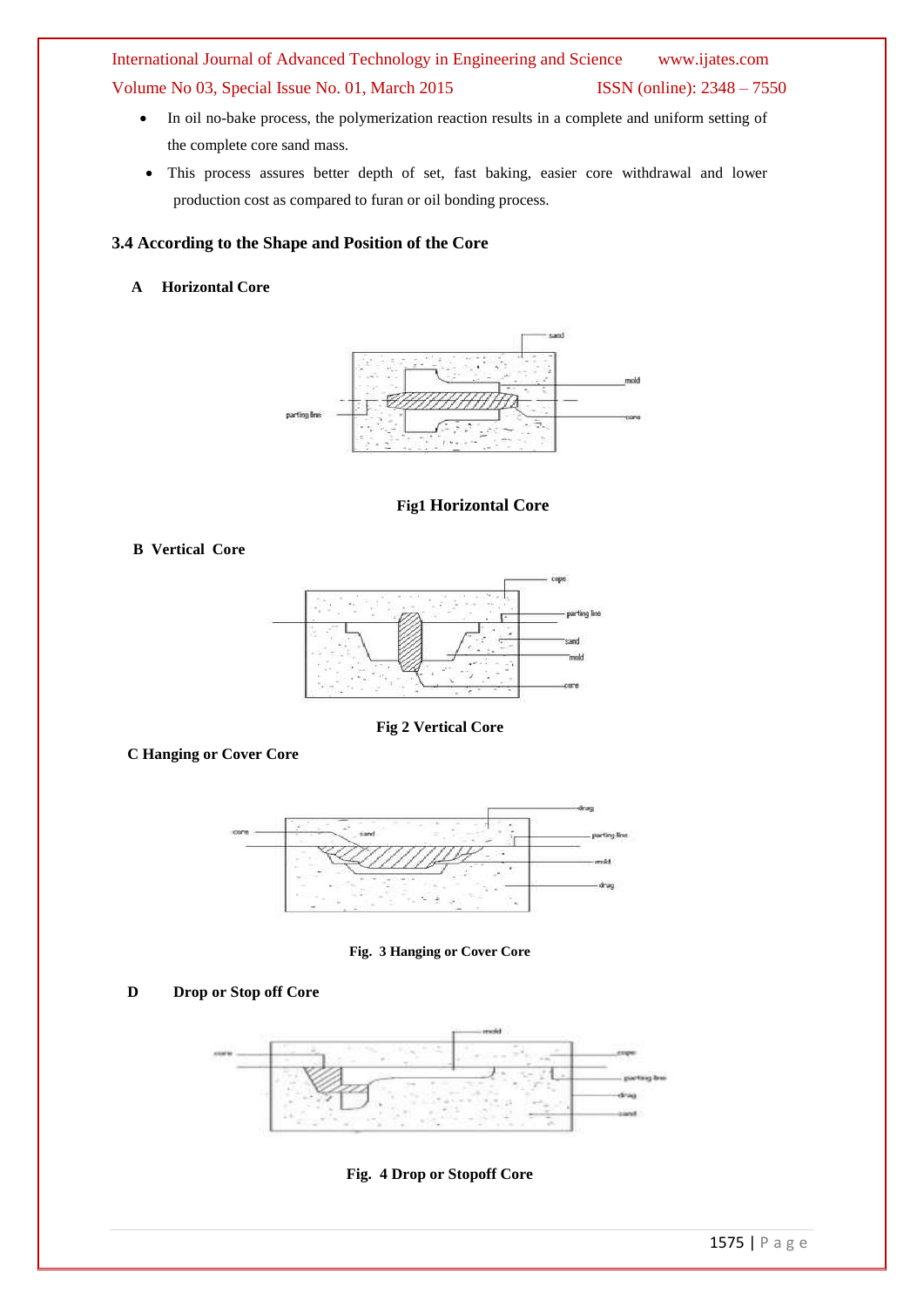- In oil no-bake process, the polymerization reaction results in a complete and uniform setting of the complete core sand mass.
- This process assures better depth of set, fast baking, easier core withdrawal and lower production cost as compared to furan or oil bonding process.

### 3.4 According to the Shape and Position of the Core

**A Horizontal Core**

**Fig1 Horizontal Core**

**B Vertical Core**

**Fig 2 Vertical Core**

**C Hanging or Cover Core**

**Fig. 3 Hanging or Cover Core**

**D Drop or Stop off Core**

**Fig. 4 Drop or Stopoff Core**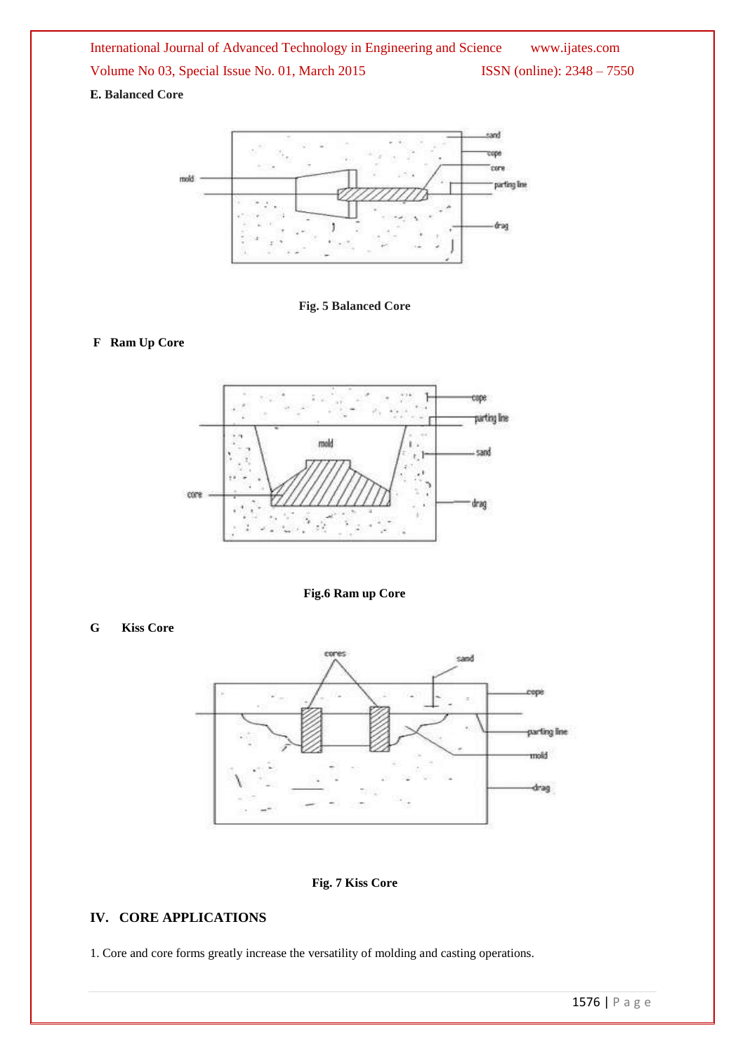**E. Balanced Core**

Fig. 5 Balanced Core

**F Ram Up Core**

Fig.6 Ram up Core

**G Kiss Core**

Fig. 7 Kiss Core

## IV. CORE APPLICATIONS

1. Core and core forms greatly increase the versatility of molding and casting operations.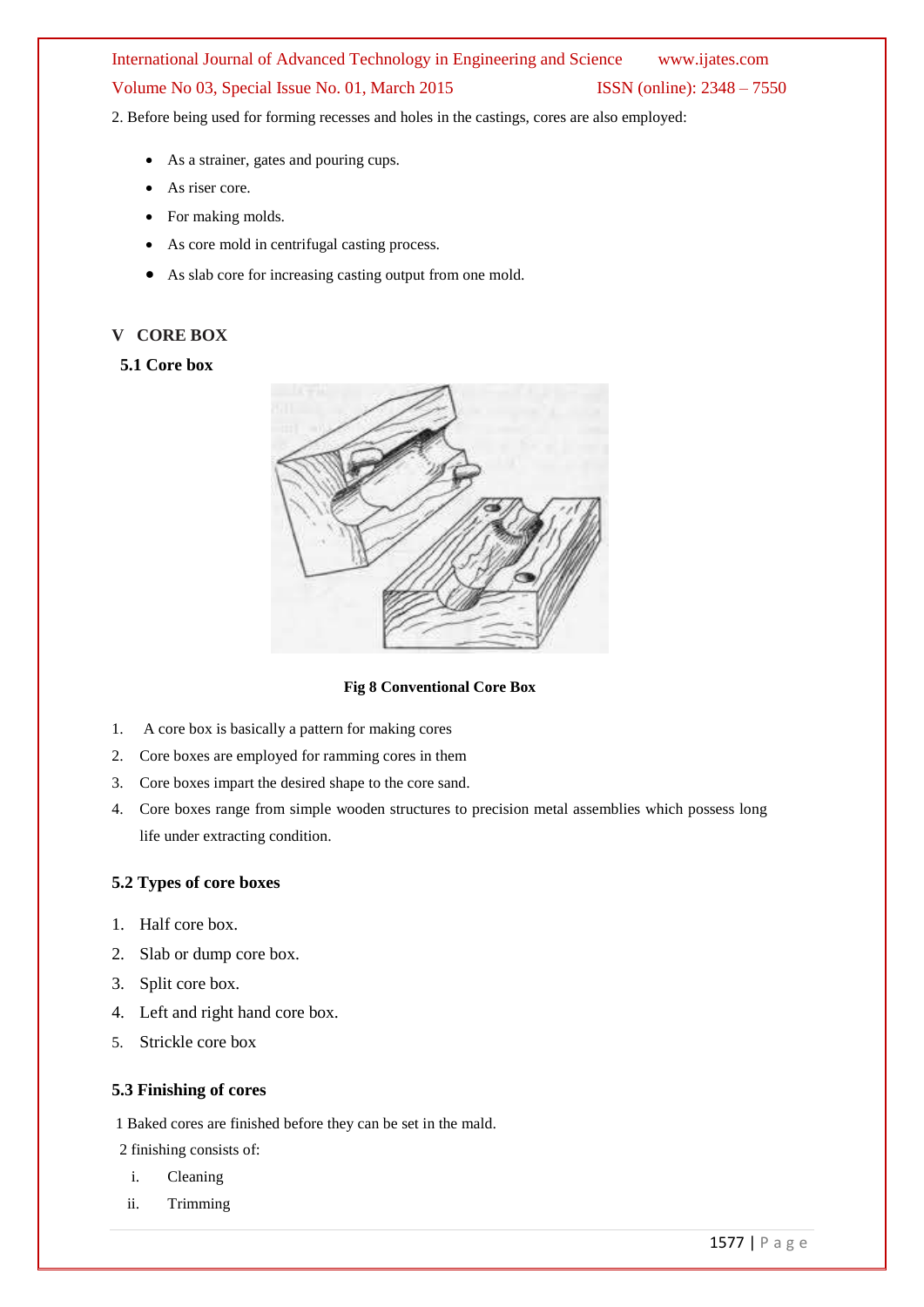2. Before being used for forming recesses and holes in the castings, cores are also employed:

- As a strainer, gates and pouring cups.
- As riser core.
- For making molds.
- As core mold in centrifugal casting process.
- As slab core for increasing casting output from one mold.

## V CORE BOX

### 5.1 Core box

**Fig 8 Conventional Core Box**

1. A core box is basically a pattern for making cores
2. Core boxes are employed for ramming cores in them
3. Core boxes impart the desired shape to the core sand.
4. Core boxes range from simple wooden structures to precision metal assemblies which possess long life under extracting condition.

### 5.2 Types of core boxes

1. Half core box.
2. Slab or dump core box.
3. Split core box.
4. Left and right hand core box.
5. Strickle core box

### 5.3 Finishing of cores

1 Baked cores are finished before they can be set in the mald.

2 finishing consists of:

i. Cleaning
ii. Trimming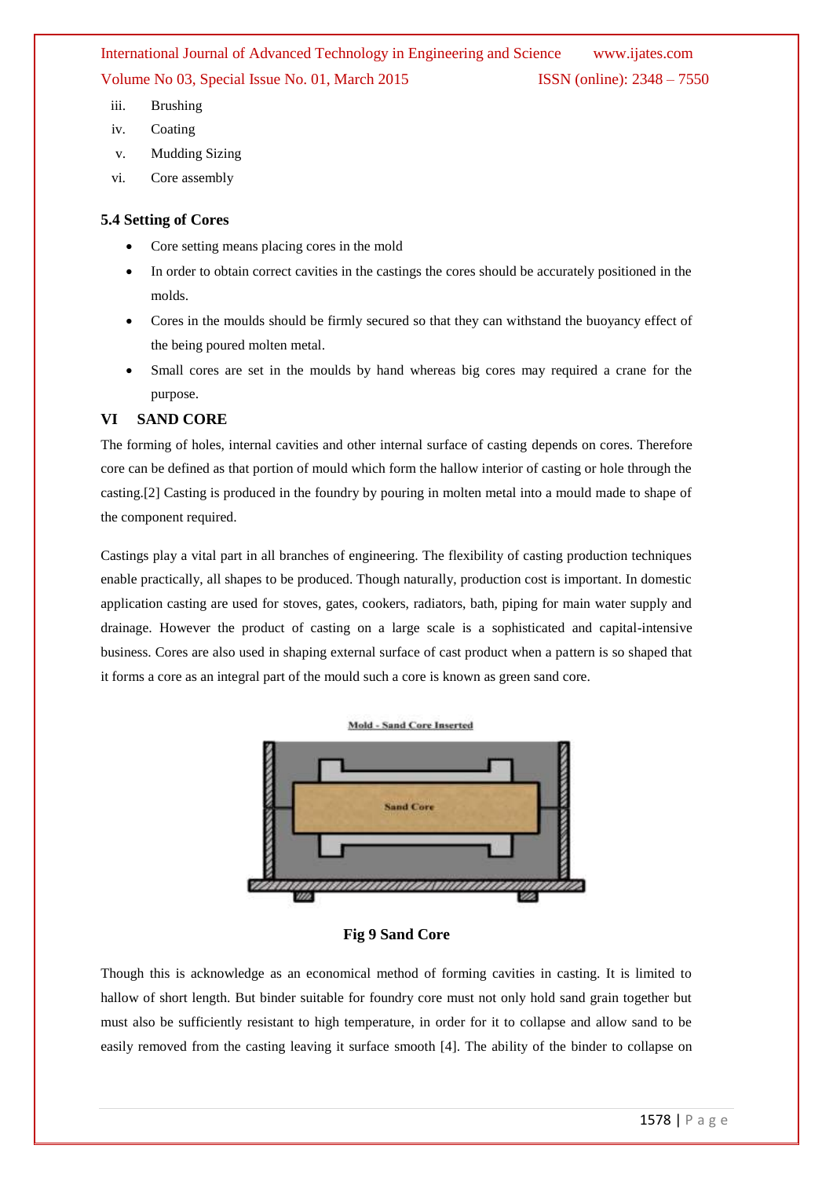iii. Brushing
iv. Coating
v. Mudding Sizing
vi. Core assembly

### 5.4 Setting of Cores

- Core setting means placing cores in the mold
- In order to obtain correct cavities in the castings the cores should be accurately positioned in the molds.
- Cores in the moulds should be firmly secured so that they can withstand the buoyancy effect of the being poured molten metal.
- Small cores are set in the moulds by hand whereas big cores may required a crane for the purpose.

## VI SAND CORE

The forming of holes, internal cavities and other internal surface of casting depends on cores. Therefore core can be defined as that portion of mould which form the hallow interior of casting or hole through the casting.[2] Casting is produced in the foundry by pouring in molten metal into a mould made to shape of the component required.

Castings play a vital part in all branches of engineering. The flexibility of casting production techniques enable practically, all shapes to be produced. Though naturally, production cost is important. In domestic application casting are used for stoves, gates, cookers, radiators, bath, piping for main water supply and drainage. However the product of casting on a large scale is a sophisticated and capital-intensive business. Cores are also used in shaping external surface of cast product when a pattern is so shaped that it forms a core as an integral part of the mould such a core is known as green sand core.

**Fig 9 Sand Core**

Though this is acknowledge as an economical method of forming cavities in casting. It is limited to hallow of short length. But binder suitable for foundry core must not only hold sand grain together but must also be sufficiently resistant to high temperature, in order for it to collapse and allow sand to be easily removed from the casting leaving it surface smooth [4]. The ability of the binder to collapse on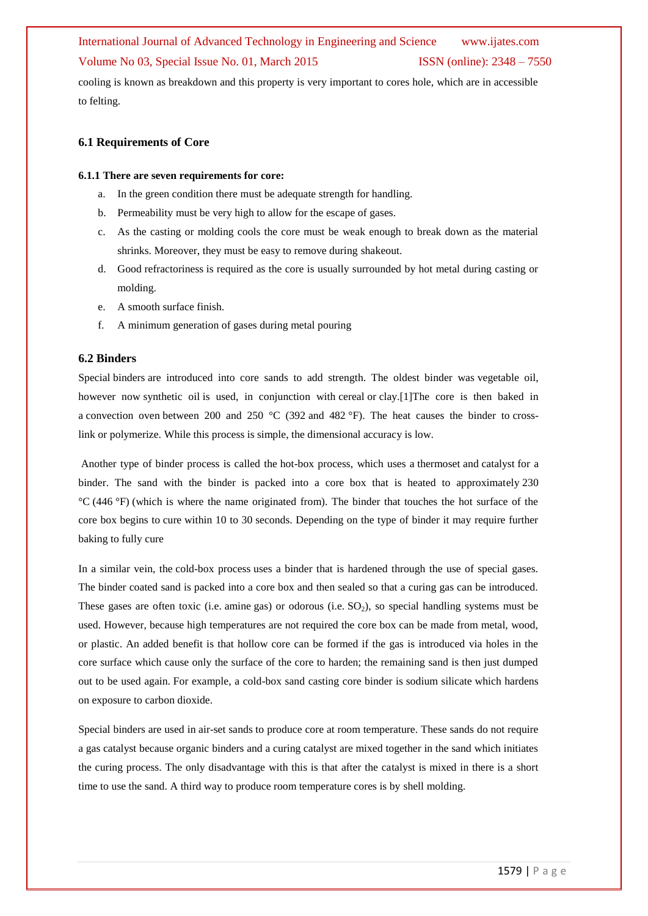cooling is known as breakdown and this property is very important to cores hole, which are in accessible to felting.

### 6.1 Requirements of Core

#### 6.1.1 There are seven requirements for core:

a. In the green condition there must be adequate strength for handling.
b. Permeability must be very high to allow for the escape of gases.
c. As the casting or molding cools the core must be weak enough to break down as the material shrinks. Moreover, they must be easy to remove during shakeout.
d. Good refractoriness is required as the core is usually surrounded by hot metal during casting or molding.
e. A smooth surface finish.
f. A minimum generation of gases during metal pouring

### 6.2 Binders

Special binders are introduced into core sands to add strength. The oldest binder was vegetable oil, however now synthetic oil is used, in conjunction with cereal or clay.[1]The core is then baked in a convection oven between 200 and 250 °C (392 and 482 °F). The heat causes the binder to cross-link or polymerize. While this process is simple, the dimensional accuracy is low.

Another type of binder process is called the hot-box process, which uses a thermoset and catalyst for a binder. The sand with the binder is packed into a core box that is heated to approximately 230 °C (446 °F) (which is where the name originated from). The binder that touches the hot surface of the core box begins to cure within 10 to 30 seconds. Depending on the type of binder it may require further baking to fully cure

In a similar vein, the cold-box process uses a binder that is hardened through the use of special gases. The binder coated sand is packed into a core box and then sealed so that a curing gas can be introduced. These gases are often toxic (i.e. amine gas) or odorous (i.e. $SO_2$), so special handling systems must be used. However, because high temperatures are not required the core box can be made from metal, wood, or plastic. An added benefit is that hollow core can be formed if the gas is introduced via holes in the core surface which cause only the surface of the core to harden; the remaining sand is then just dumped out to be used again. For example, a cold-box sand casting core binder is sodium silicate which hardens on exposure to carbon dioxide.

Special binders are used in air-set sands to produce core at room temperature. These sands do not require a gas catalyst because organic binders and a curing catalyst are mixed together in the sand which initiates the curing process. The only disadvantage with this is that after the catalyst is mixed in there is a short time to use the sand. A third way to produce room temperature cores is by shell molding.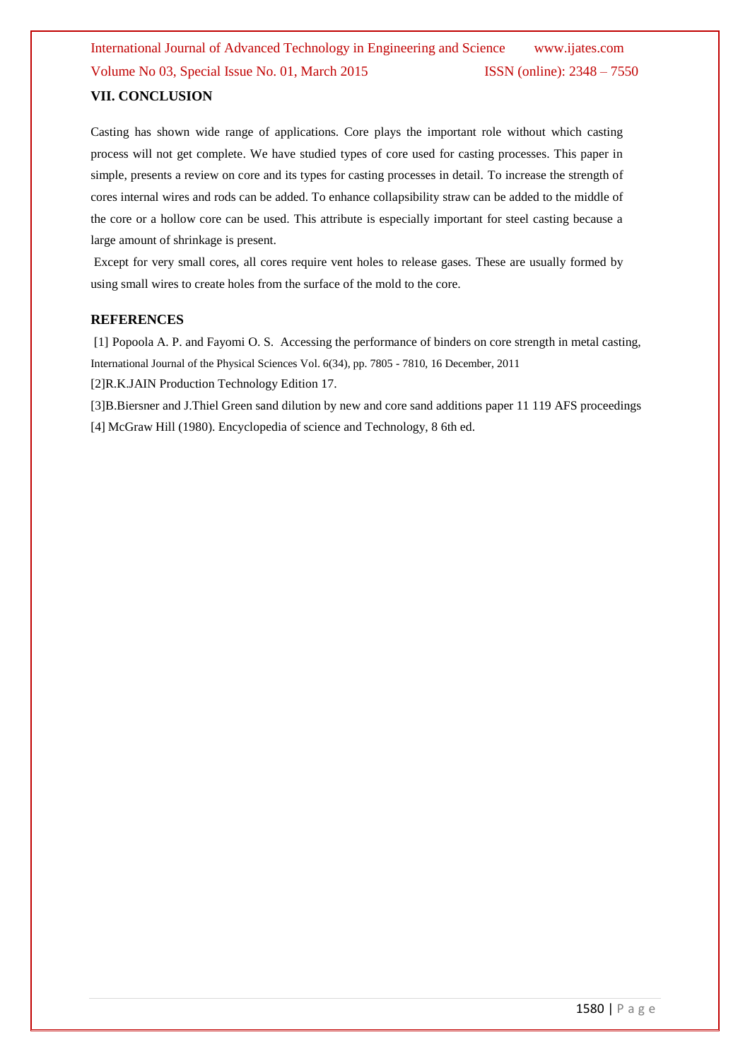## VII. CONCLUSION

Casting has shown wide range of applications. Core plays the important role without which casting process will not get complete. We have studied types of core used for casting processes. This paper in simple, presents a review on core and its types for casting processes in detail. To increase the strength of cores internal wires and rods can be added. To enhance collapsibility straw can be added to the middle of the core or a hollow core can be used. This attribute is especially important for steel casting because a large amount of shrinkage is present.

Except for very small cores, all cores require vent holes to release gases. These are usually formed by using small wires to create holes from the surface of the mold to the core.

## REFERENCES

[1] Popoola A. P. and Fayomi O. S. Accessing the performance of binders on core strength in metal casting, International Journal of the Physical Sciences Vol. 6(34), pp. 7805 - 7810, 16 December, 2011

[2]R.K.JAIN Production Technology Edition 17.

[3]B.Biersner and J.Thiel Green sand dilution by new and core sand additions paper 11 119 AFS proceedings

[4] McGraw Hill (1980). Encyclopedia of science and Technology, 8 6th ed.